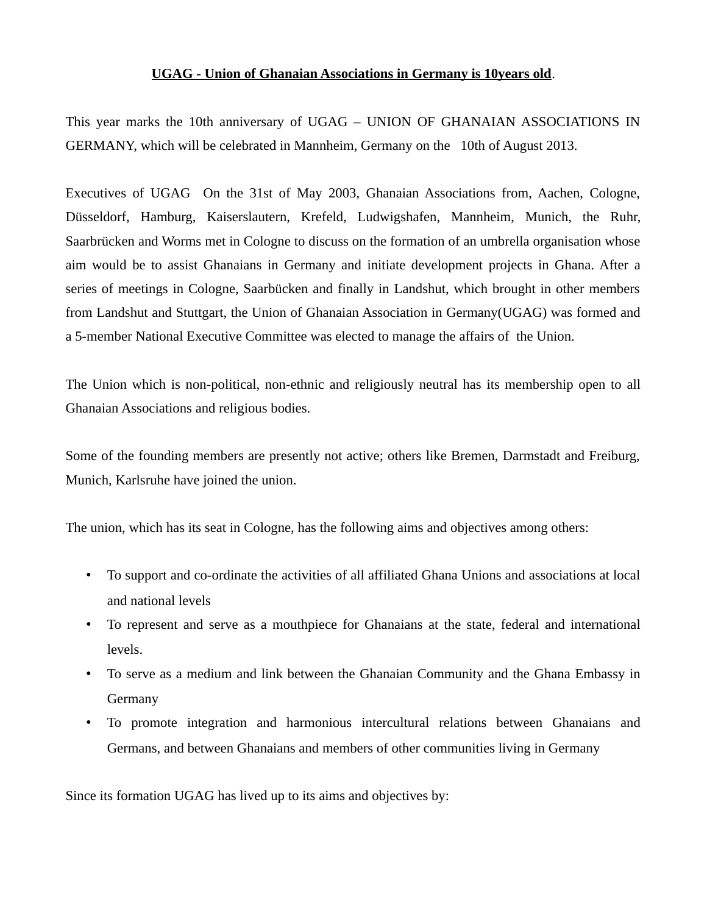**UGAG - Union of Ghanaian Associations in Germany is 10years old**.

This year marks the 10th anniversary of UGAG – UNION OF GHANAIAN ASSOCIATIONS IN GERMANY, which will be celebrated in Mannheim, Germany on the 10th of August 2013.

Executives of UGAG On the 31st of May 2003, Ghanaian Associations from, Aachen, Cologne, Düsseldorf, Hamburg, Kaiserslautern, Krefeld, Ludwigshafen, Mannheim, Munich, the Ruhr, Saarbrücken and Worms met in Cologne to discuss on the formation of an umbrella organisation whose aim would be to assist Ghanaians in Germany and initiate development projects in Ghana. After a series of meetings in Cologne, Saarbücken and finally in Landshut, which brought in other members from Landshut and Stuttgart, the Union of Ghanaian Association in Germany(UGAG) was formed and a 5-member National Executive Committee was elected to manage the affairs of the Union.

The Union which is non-political, non-ethnic and religiously neutral has its membership open to all Ghanaian Associations and religious bodies.

Some of the founding members are presently not active; others like Bremen, Darmstadt and Freiburg, Munich, Karlsruhe have joined the union.

The union, which has its seat in Cologne, has the following aims and objectives among others:

- To support and co-ordinate the activities of all affiliated Ghana Unions and associations at local and national levels
- To represent and serve as a mouthpiece for Ghanaians at the state, federal and international levels.
- To serve as a medium and link between the Ghanaian Community and the Ghana Embassy in Germany
- To promote integration and harmonious intercultural relations between Ghanaians and Germans, and between Ghanaians and members of other communities living in Germany

Since its formation UGAG has lived up to its aims and objectives by: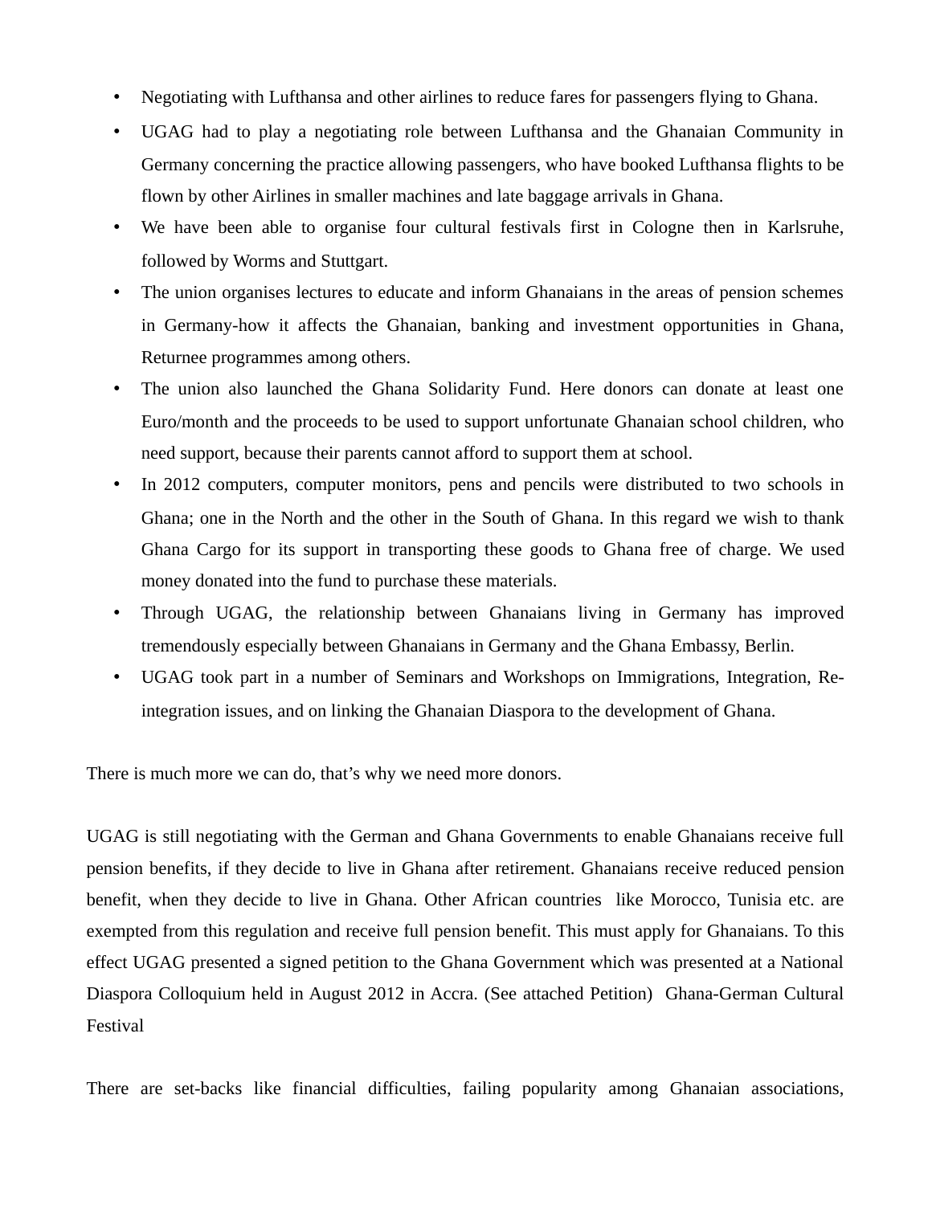- Negotiating with Lufthansa and other airlines to reduce fares for passengers flying to Ghana.
- UGAG had to play a negotiating role between Lufthansa and the Ghanaian Community in Germany concerning the practice allowing passengers, who have booked Lufthansa flights to be flown by other Airlines in smaller machines and late baggage arrivals in Ghana.
- We have been able to organise four cultural festivals first in Cologne then in Karlsruhe, followed by Worms and Stuttgart.
- The union organises lectures to educate and inform Ghanaians in the areas of pension schemes in Germany-how it affects the Ghanaian, banking and investment opportunities in Ghana, Returnee programmes among others.
- The union also launched the Ghana Solidarity Fund. Here donors can donate at least one Euro/month and the proceeds to be used to support unfortunate Ghanaian school children, who need support, because their parents cannot afford to support them at school.
- In 2012 computers, computer monitors, pens and pencils were distributed to two schools in Ghana; one in the North and the other in the South of Ghana. In this regard we wish to thank Ghana Cargo for its support in transporting these goods to Ghana free of charge. We used money donated into the fund to purchase these materials.
- Through UGAG, the relationship between Ghanaians living in Germany has improved tremendously especially between Ghanaians in Germany and the Ghana Embassy, Berlin.
- UGAG took part in a number of Seminars and Workshops on Immigrations, Integration, Re-integration issues, and on linking the Ghanaian Diaspora to the development of Ghana.

There is much more we can do, that's why we need more donors.

UGAG is still negotiating with the German and Ghana Governments to enable Ghanaians receive full pension benefits, if they decide to live in Ghana after retirement. Ghanaians receive reduced pension benefit, when they decide to live in Ghana. Other African countries like Morocco, Tunisia etc. are exempted from this regulation and receive full pension benefit. This must apply for Ghanaians. To this effect UGAG presented a signed petition to the Ghana Government which was presented at a National Diaspora Colloquium held in August 2012 in Accra. (See attached Petition) Ghana-German Cultural Festival

There are set-backs like financial difficulties, failing popularity among Ghanaian associations,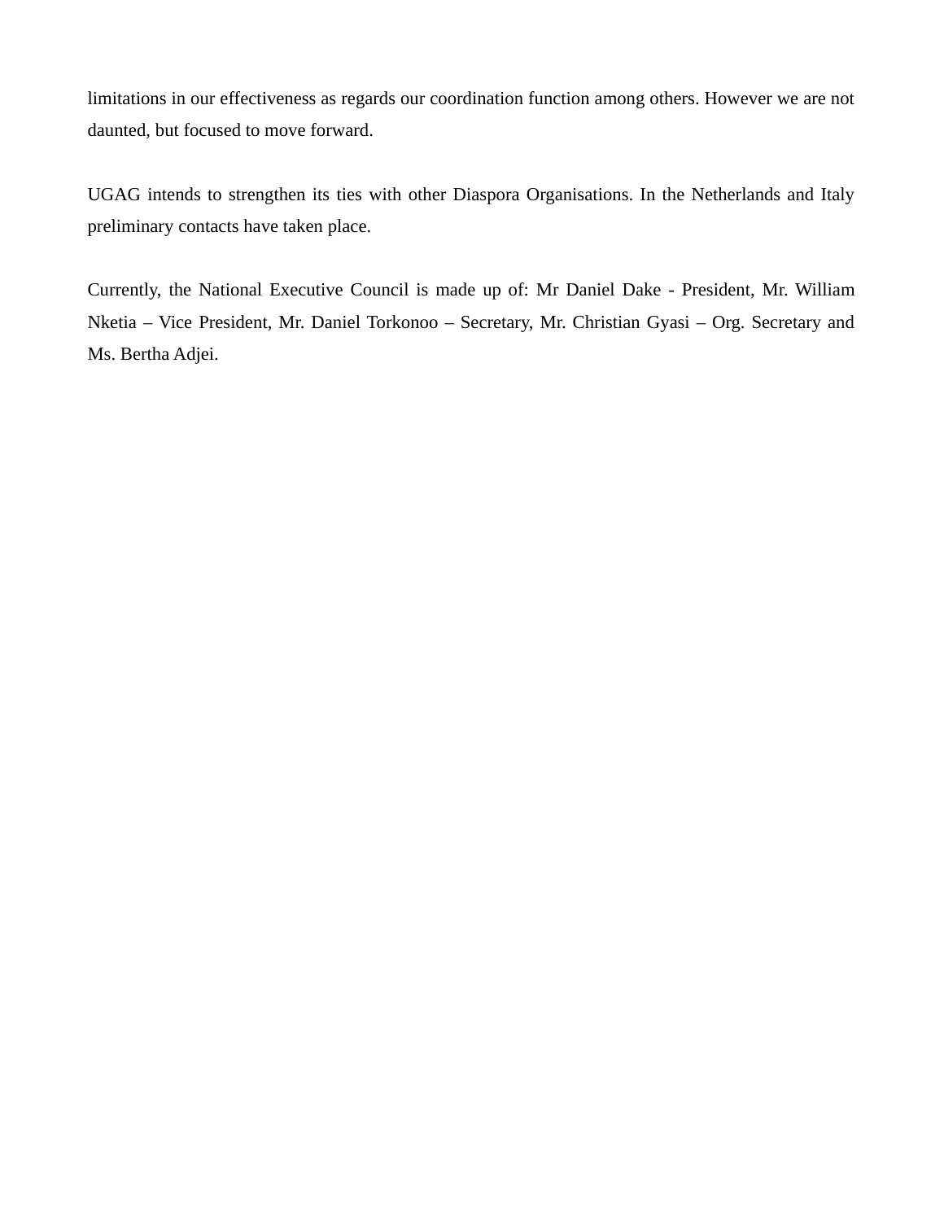limitations in our effectiveness as regards our coordination function among others. However we are not daunted, but focused to move forward.

UGAG intends to strengthen its ties with other Diaspora Organisations. In the Netherlands and Italy preliminary contacts have taken place.

Currently, the National Executive Council is made up of: Mr Daniel Dake - President, Mr. William Nketia – Vice President, Mr. Daniel Torkonoo – Secretary, Mr. Christian Gyasi – Org. Secretary and Ms. Bertha Adjei.